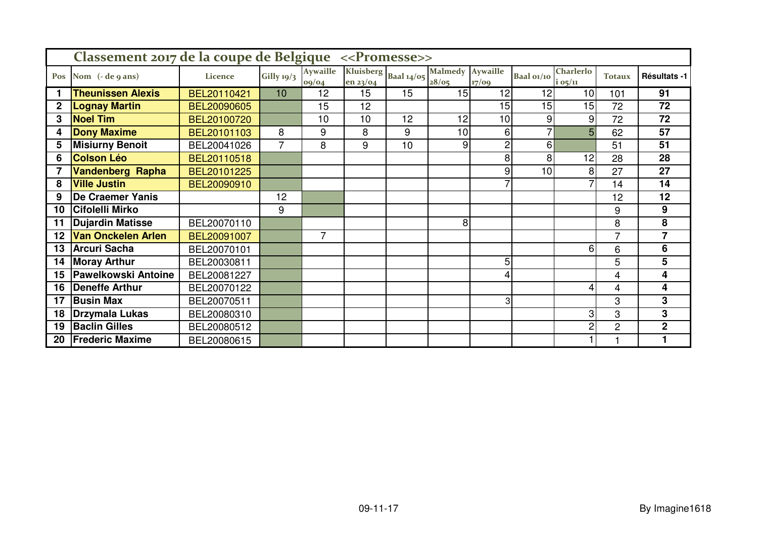## Classement 2017 de la coupe de Belgique <<Promesse>>

| Pos | Nom (- de 9 ans) | Licence | Gilly 19/3 | Aywaille 09/04 | Kluisberg en 23/04 | Baal 14/05 | Malmedy 28/05 | Aywaille 17/09 | Baal 01/10 | Charlerloi 05/11 | Totaux | Résultats -1 |
|---|---|---|---|---|---|---|---|---|---|---|---|---|
| 1 | **Theunissen Alexis** | BEL20110421 | 10 | 12 | 15 | 15 | 15 | 12 | 12 | 10 | 101 | **91** |
| 2 | **Lognay Martin** | BEL20090605 | | 15 | 12 | | | 15 | 15 | 15 | 72 | **72** |
| 3 | **Noel Tim** | BEL20100720 | | 10 | 10 | 12 | 12 | 10 | 9 | 9 | 72 | **72** |
| 4 | **Dony Maxime** | BEL20101103 | 8 | 9 | 8 | 9 | 10 | 6 | 7 | 5 | 62 | **57** |
| 5 | **Misiurny Benoit** | BEL20041026 | 7 | 8 | 9 | 10 | 9 | 2 | 6 | | 51 | **51** |
| 6 | **Colson Léo** | BEL20110518 | | | | | | 8 | 8 | 12 | 28 | **28** |
| 7 | **Vandenberg Rapha** | BEL20101225 | | | | | | 9 | 10 | 8 | 27 | **27** |
| 8 | **Ville Justin** | BEL20090910 | | | | | | 7 | | 7 | 14 | **14** |
| 9 | **De Craemer Yanis** | | 12 | | | | | | | | 12 | **12** |
| 10 | **Cifolelli Mirko** | | 9 | | | | | | | | 9 | **9** |
| 11 | **Dujardin Matisse** | BEL20070110 | | | | | 8 | | | | 8 | **8** |
| 12 | **Van Onckelen Arlen** | BEL20091007 | | 7 | | | | | | | 7 | **7** |
| 13 | **Arcuri Sacha** | BEL20070101 | | | | | | | | 6 | 6 | **6** |
| 14 | **Moray Arthur** | BEL20030811 | | | | | | 5 | | | 5 | **5** |
| 15 | **Pawelkowski Antoine** | BEL20081227 | | | | | | 4 | | | 4 | **4** |
| 16 | **Deneffe Arthur** | BEL20070122 | | | | | | | | 4 | 4 | **4** |
| 17 | **Busin Max** | BEL20070511 | | | | | | 3 | | | 3 | **3** |
| 18 | **Drzymala Lukas** | BEL20080310 | | | | | | | | 3 | 3 | **3** |
| 19 | **Baclin Gilles** | BEL20080512 | | | | | | | | 2 | 2 | **2** |
| 20 | **Frederic Maxime** | BEL20080615 | | | | | | | | 1 | 1 | **1** |

09-11-17

By Imagine1618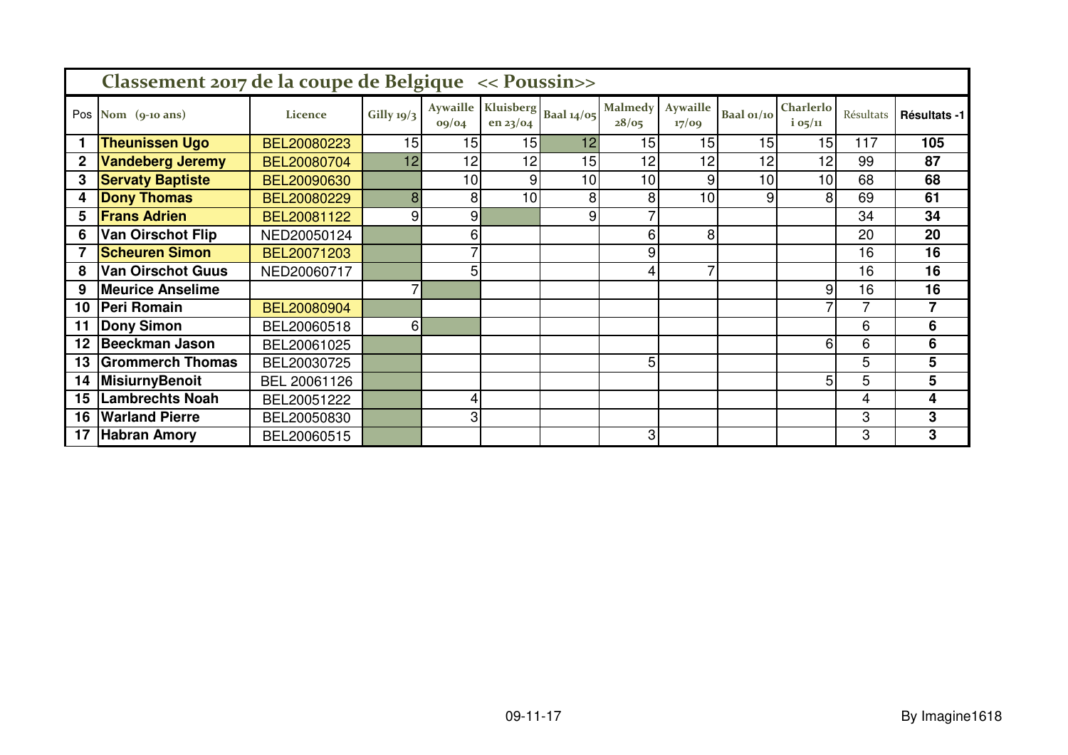## Classement 2017 de la coupe de Belgique << Poussin>>

| Pos | Nom (9-10 ans) | Licence | Gilly 19/3 | Aywaille 09/04 | Kluisberg en 23/04 | Baal 14/05 | Malmedy 28/05 | Aywaille 17/09 | Baal 01/10 | Charlerloi 05/11 | Résultats | Résultats -1 |
|---|---|---|---|---|---|---|---|---|---|---|---|---|
| 1 | **Theunissen Ugo** | BEL20080223 | 15 | 15 | 15 | 12 | 15 | 15 | 15 | 15 | 117 | **105** |
| 2 | **Vandeberg Jeremy** | BEL20080704 | 12 | 12 | 12 | 15 | 12 | 12 | 12 | 12 | 99 | **87** |
| 3 | **Servaty Baptiste** | BEL20090630 | | 10 | 9 | 10 | 10 | 9 | 10 | 10 | 68 | **68** |
| 4 | **Dony Thomas** | BEL20080229 | 8 | 8 | 10 | 8 | 8 | 10 | 9 | 8 | 69 | **61** |
| 5 | **Frans Adrien** | BEL20081122 | 9 | 9 | | 9 | 7 | | | | 34 | **34** |
| 6 | **Van Oirschot Flip** | NED20050124 | | 6 | | | 6 | 8 | | | 20 | **20** |
| 7 | **Scheuren Simon** | BEL20071203 | | 7 | | | 9 | | | | 16 | **16** |
| 8 | **Van Oirschot Guus** | NED20060717 | | 5 | | | 4 | 7 | | | 16 | **16** |
| 9 | **Meurice Anselime** | | 7 | | | | | | | 9 | 16 | **16** |
| 10 | **Peri Romain** | BEL20080904 | | | | | | | | 7 | 7 | **7** |
| 11 | **Dony Simon** | BEL20060518 | 6 | | | | | | | | 6 | **6** |
| 12 | **Beeckman Jason** | BEL20061025 | | | | | | | | 6 | 6 | **6** |
| 13 | **Grommerch Thomas** | BEL20030725 | | | | | 5 | | | | 5 | **5** |
| 14 | **MisiurnyBenoit** | BEL 20061126 | | | | | | | | 5 | 5 | **5** |
| 15 | **Lambrechts Noah** | BEL20051222 | | 4 | | | | | | | 4 | **4** |
| 16 | **Warland Pierre** | BEL20050830 | | 3 | | | | | | | 3 | **3** |
| 17 | **Habran Amory** | BEL20060515 | | | | | 3 | | | | 3 | **3** |

09-11-17

By Imagine1618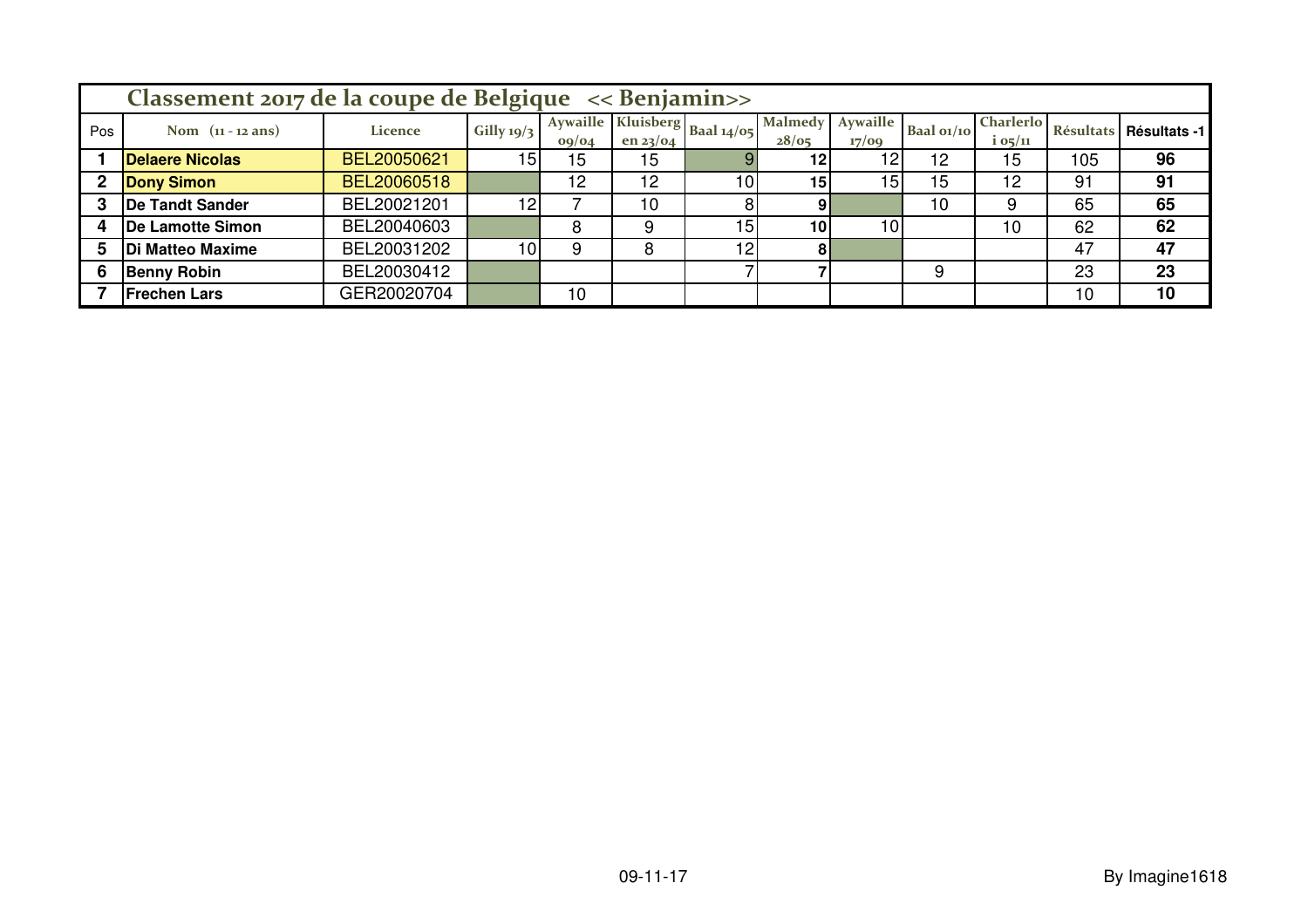## Classement 2017 de la coupe de Belgique << Benjamin>>

| Pos | Nom (11 - 12 ans) | Licence | Gilly 19/3 | Aywaille 09/04 | Kluisberg en 23/04 | Baal 14/05 | Malmedy 28/05 | Aywaille 17/09 | Baal 01/10 | Charleroi 05/11 | Résultats | Résultats -1 |
|---|---|---|---|---|---|---|---|---|---|---|---|---|
| **1** | **Delaere Nicolas** | BEL20050621 | 15 | 15 | 15 | 9 | **12** | 12 | 12 | 15 | 105 | **96** |
| **2** | **Dony Simon** | BEL20060518 | | 12 | 12 | 10 | **15** | 15 | 15 | 12 | 91 | **91** |
| **3** | **De Tandt Sander** | BEL20021201 | 12 | 7 | 10 | 8 | **9** | | 10 | 9 | 65 | **65** |
| **4** | **De Lamotte Simon** | BEL20040603 | | 8 | 9 | 15 | **10** | 10 | | 10 | 62 | **62** |
| **5** | **Di Matteo Maxime** | BEL20031202 | 10 | 9 | 8 | 12 | **8** | | | | 47 | **47** |
| **6** | **Benny Robin** | BEL20030412 | | | | 7 | **7** | | 9 | | 23 | **23** |
| **7** | **Frechen Lars** | GER20020704 | | 10 | | | | | | | 10 | **10** |

09-11-17

By Imagine1618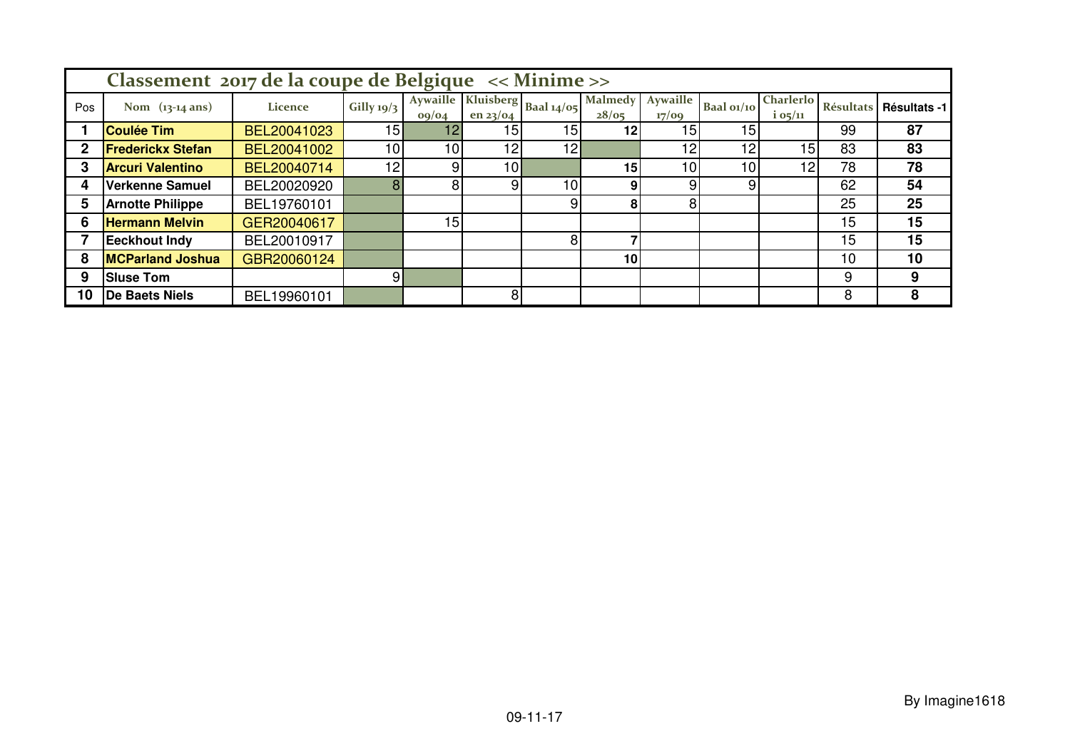## Classement 2017 de la coupe de Belgique << Minime >>

| Pos | Nom (13-14 ans) | Licence | Gilly 19/3 | Aywaille 09/04 | Kluisberg en 23/04 | Baal 14/05 | Malmedy 28/05 | Aywaille 17/09 | Baal 01/10 | Charleroi 05/11 | Résultats | Résultats -1 |
|---|---|---|---|---|---|---|---|---|---|---|---|---|
| **1** | **Coulée Tim** | BEL20041023 | 15 | 12 | 15 | 15 | **12** | 15 | 15 | | 99 | **87** |
| **2** | **Frederickx Stefan** | BEL20041002 | 10 | 10 | 12 | 12 | | 12 | 12 | 15 | 83 | **83** |
| **3** | **Arcuri Valentino** | BEL20040714 | 12 | 9 | 10 | | **15** | 10 | 10 | 12 | 78 | **78** |
| **4** | **Verkenne Samuel** | BEL20020920 | 8 | 8 | 9 | 10 | **9** | 9 | 9 | | 62 | **54** |
| **5** | **Arnotte Philippe** | BEL19760101 | | | | 9 | **8** | 8 | | | 25 | **25** |
| **6** | **Hermann Melvin** | GER20040617 | | 15 | | | | | | | 15 | **15** |
| **7** | **Eeckhout Indy** | BEL20010917 | | | | 8 | **7** | | | | 15 | **15** |
| **8** | **MCParland Joshua** | GBR20060124 | | | | | **10** | | | | 10 | **10** |
| **9** | **Sluse Tom** | | 9 | | | | | | | | 9 | **9** |
| **10** | **De Baets Niels** | BEL19960101 | | | 8 | | | | | | 8 | **8** |

By Imagine1618

09-11-17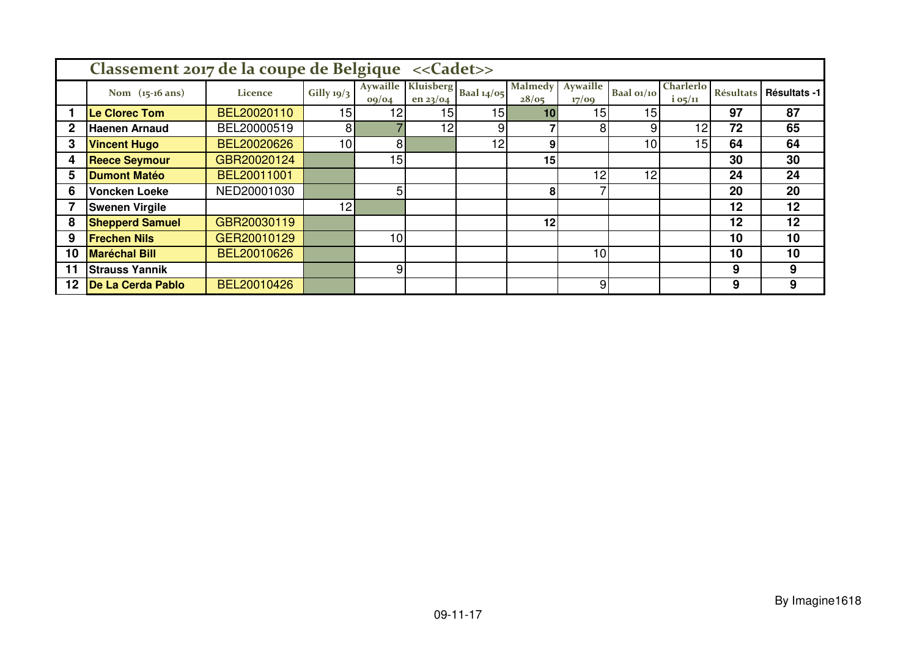# Classement 2017 de la coupe de Belgique <<Cadet>>

| | Nom (15-16 ans) | Licence | Gilly 19/3 | Aywaille 09/04 | Kluisberg en 23/04 | Baal 14/05 | Malmedy 28/05 | Aywaille 17/09 | Baal 01/10 | Charlerloi 05/11 | Résultats | Résultats -1 |
|---|---|---|---|---|---|---|---|---|---|---|---|---|
| 1 | Le Clorec Tom | BEL20020110 | 15 | 12 | 15 | 15 | 10 | 15 | 15 | | 97 | 87 |
| 2 | Haenen Arnaud | BEL20000519 | 8 | 7 | 12 | 9 | 7 | 8 | 9 | 12 | 72 | 65 |
| 3 | Vincent Hugo | BEL20020626 | 10 | 8 | | 12 | 9 | | 10 | 15 | 64 | 64 |
| 4 | Reece Seymour | GBR20020124 | | 15 | | | 15 | | | | 30 | 30 |
| 5 | Dumont Matéo | BEL20011001 | | | | | | 12 | 12 | | 24 | 24 |
| 6 | Voncken Loeke | NED20001030 | | 5 | | | 8 | 7 | | | 20 | 20 |
| 7 | Swenen Virgile | | 12 | | | | | | | | 12 | 12 |
| 8 | Shepperd Samuel | GBR20030119 | | | | | 12 | | | | 12 | 12 |
| 9 | Frechen Nils | GER20010129 | | 10 | | | | | | | 10 | 10 |
| 10 | Maréchal Bill | BEL20010626 | | | | | | 10 | | | 10 | 10 |
| 11 | Strauss Yannik | | | 9 | | | | | | | 9 | 9 |
| 12 | De La Cerda Pablo | BEL20010426 | | | | | | 9 | | | 9 | 9 |

By Imagine1618

09-11-17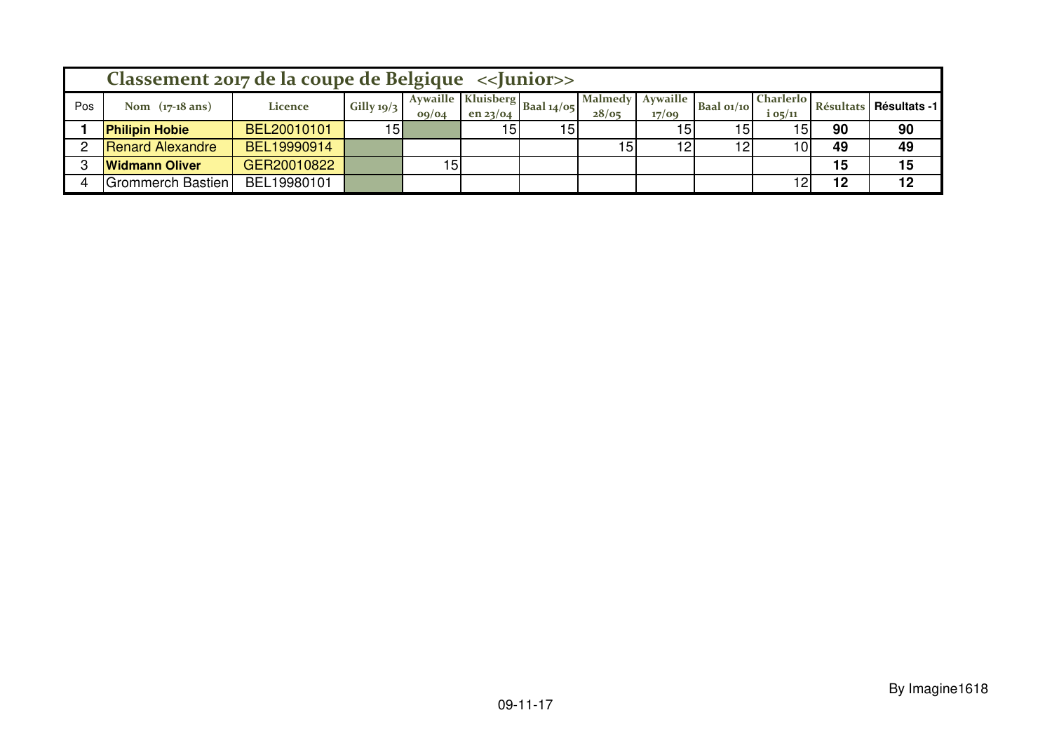# Classement 2017 de la coupe de Belgique <<Junior>>

| Pos | Nom (17-18 ans) | Licence | Gilly 19/3 | Aywaille 09/04 | Kluisberg en 23/04 | Baal 14/05 | Malmedy 28/05 | Aywaille 17/09 | Baal 01/10 | Charlerloi 05/11 | Résultats | Résultats -1 |
|---|---|---|---|---|---|---|---|---|---|---|---|---|
| **1** | **Philipin Hobie** | BEL20010101 | 15 | | 15 | 15 | | 15 | 15 | 15 | **90** | **90** |
| 2 | Renard Alexandre | BEL19990914 | | | | | 15 | 12 | 12 | 10 | **49** | **49** |
| 3 | **Widmann Oliver** | GER20010822 | | 15 | | | | | | | **15** | **15** |
| 4 | Grommerch Bastien | BEL19980101 | | | | | | | | 12 | **12** | **12** |

09-11-17

By Imagine1618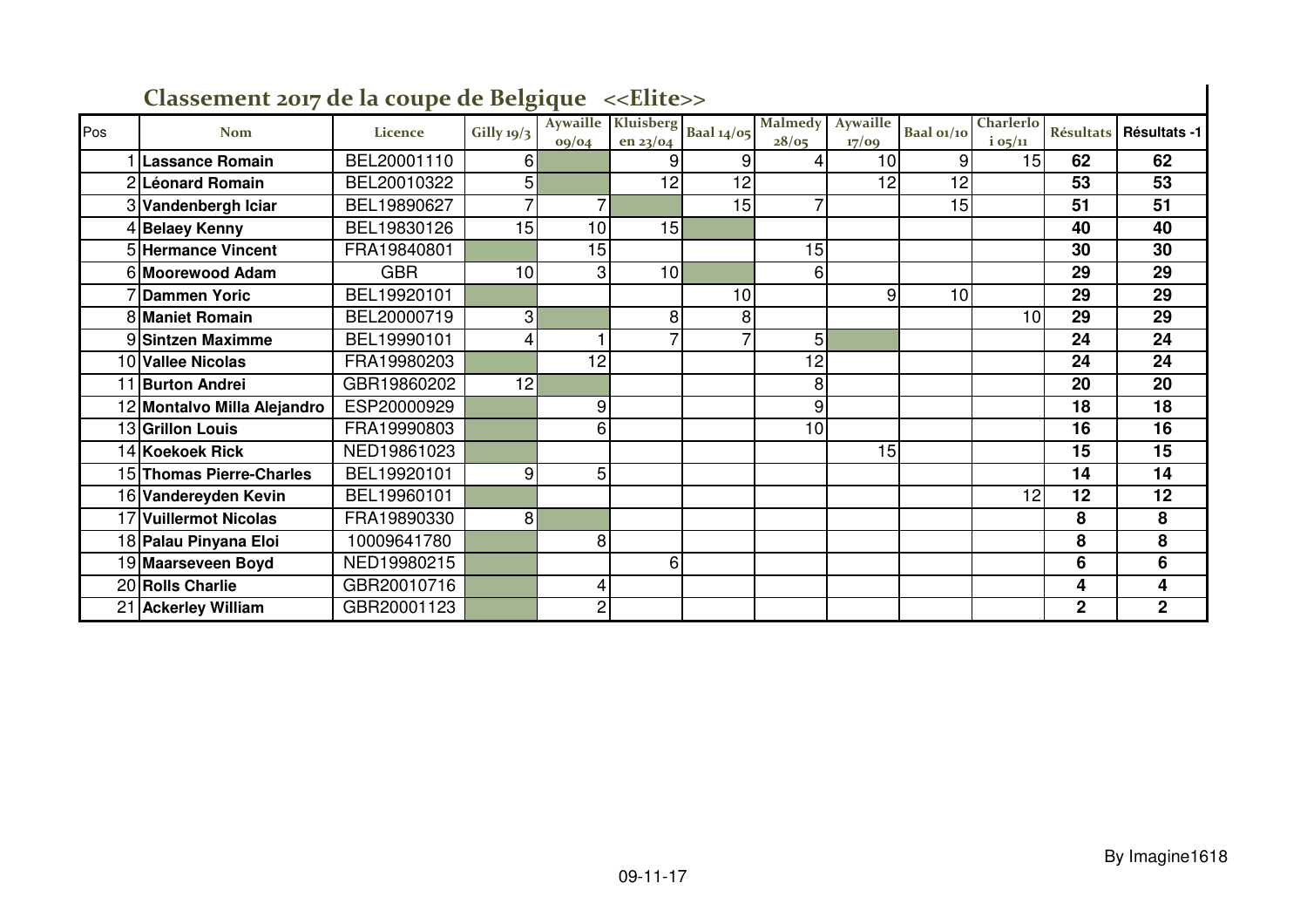## Classement 2017 de la coupe de Belgique <<Elite>>

| Pos | Nom | Licence | Gilly 19/3 | Aywaille 09/04 | Kluisberg en 23/04 | Baal 14/05 | Malmedy 28/05 | Aywaille 17/09 | Baal 01/10 | Charlerloi 05/11 | Résultats | Résultats -1 |
|---|---|---|---|---|---|---|---|---|---|---|---|---|
| 1 | **Lassance Romain** | BEL20001110 | 6 | | 9 | 9 | 4 | 10 | 9 | 15 | **62** | **62** |
| 2 | **Léonard Romain** | BEL20010322 | 5 | | 12 | 12 | | 12 | 12 | | **53** | **53** |
| 3 | **Vandenbergh Iciar** | BEL19890627 | 7 | 7 | | 15 | 7 | | 15 | | **51** | **51** |
| 4 | **Belaey Kenny** | BEL19830126 | 15 | 10 | 15 | | | | | | **40** | **40** |
| 5 | **Hermance Vincent** | FRA19840801 | | 15 | | | 15 | | | | **30** | **30** |
| 6 | **Moorewood Adam** | GBR | 10 | 3 | 10 | | 6 | | | | **29** | **29** |
| 7 | **Dammen Yoric** | BEL19920101 | | | | 10 | | 9 | 10 | | **29** | **29** |
| 8 | **Maniet Romain** | BEL20000719 | 3 | | 8 | 8 | | | | 10 | **29** | **29** |
| 9 | **Sintzen Maximme** | BEL19990101 | 4 | 1 | 7 | 7 | 5 | | | | **24** | **24** |
| 10 | **Vallee Nicolas** | FRA19980203 | | 12 | | | 12 | | | | **24** | **24** |
| 11 | **Burton Andrei** | GBR19860202 | 12 | | | | 8 | | | | **20** | **20** |
| 12 | **Montalvo Milla Alejandro** | ESP20000929 | | 9 | | | 9 | | | | **18** | **18** |
| 13 | **Grillon Louis** | FRA19990803 | | 6 | | | 10 | | | | **16** | **16** |
| 14 | **Koekoek Rick** | NED19861023 | | | | | | 15 | | | **15** | **15** |
| 15 | **Thomas Pierre-Charles** | BEL19920101 | 9 | 5 | | | | | | | **14** | **14** |
| 16 | **Vandereyden Kevin** | BEL19960101 | | | | | | | | 12 | **12** | **12** |
| 17 | **Vuillermot Nicolas** | FRA19890330 | 8 | | | | | | | | **8** | **8** |
| 18 | **Palau Pinyana Eloi** | 10009641780 | | 8 | | | | | | | **8** | **8** |
| 19 | **Maarseveen Boyd** | NED19980215 | | | 6 | | | | | | **6** | **6** |
| 20 | **Rolls Charlie** | GBR20010716 | | 4 | | | | | | | **4** | **4** |
| 21 | **Ackerley William** | GBR20001123 | | 2 | | | | | | | **2** | **2** |

By Imagine1618

09-11-17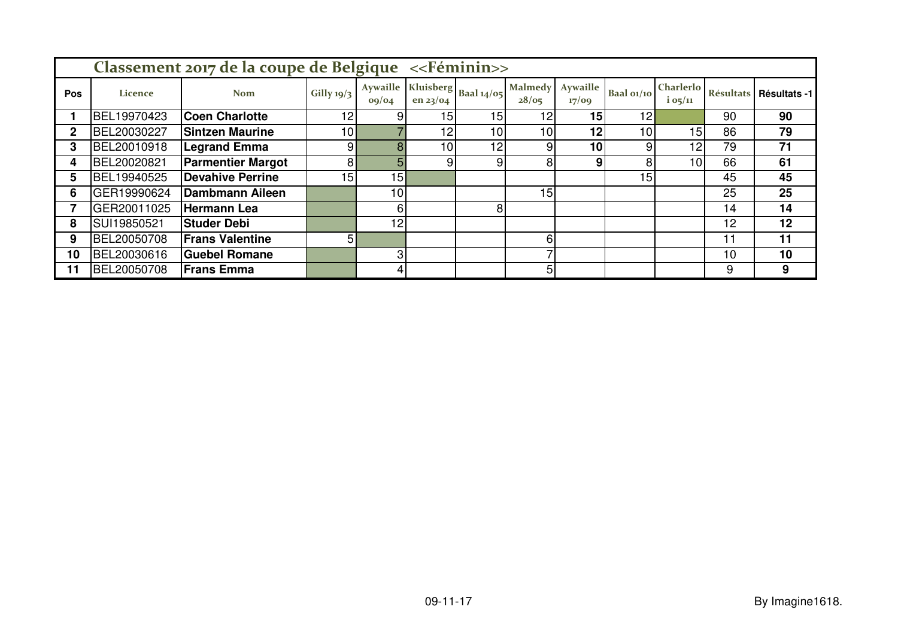## Classement 2017 de la coupe de Belgique <<Féminin>>

| Pos | Licence | Nom | Gilly 19/3 | Aywaille 09/04 | Kluisberg en 23/04 | Baal 14/05 | Malmedy 28/05 | Aywaille 17/09 | Baal 01/10 | Charlerloi 05/11 | Résultats | Résultats -1 |
|---|---|---|---|---|---|---|---|---|---|---|---|---|
| **1** | BEL19970423 | **Coen Charlotte** | 12 | 9 | 15 | 15 | 12 | **15** | 12 | | 90 | **90** |
| **2** | BEL20030227 | **Sintzen Maurine** | 10 | 7 | 12 | 10 | 10 | **12** | 10 | 15 | 86 | **79** |
| **3** | BEL20010918 | **Legrand Emma** | 9 | 8 | 10 | 12 | 9 | **10** | 9 | 12 | 79 | **71** |
| **4** | BEL20020821 | **Parmentier Margot** | 8 | 5 | 9 | 9 | 8 | **9** | 8 | 10 | 66 | **61** |
| **5** | BEL19940525 | **Devahive Perrine** | 15 | 15 | | | | | 15 | | 45 | **45** |
| **6** | GER19990624 | **Dambmann Aileen** | | 10 | | | 15 | | | | 25 | **25** |
| **7** | GER20011025 | **Hermann Lea** | | 6 | | 8 | | | | | 14 | **14** |
| **8** | SUI19850521 | **Studer Debi** | | 12 | | | | | | | 12 | **12** |
| **9** | BEL20050708 | **Frans Valentine** | 5 | | | | 6 | | | | 11 | **11** |
| **10** | BEL20030616 | **Guebel Romane** | | 3 | | | 7 | | | | 10 | **10** |
| **11** | BEL20050708 | **Frans Emma** | | 4 | | | 5 | | | | 9 | **9** |

09-11-17

By Imagine1618.